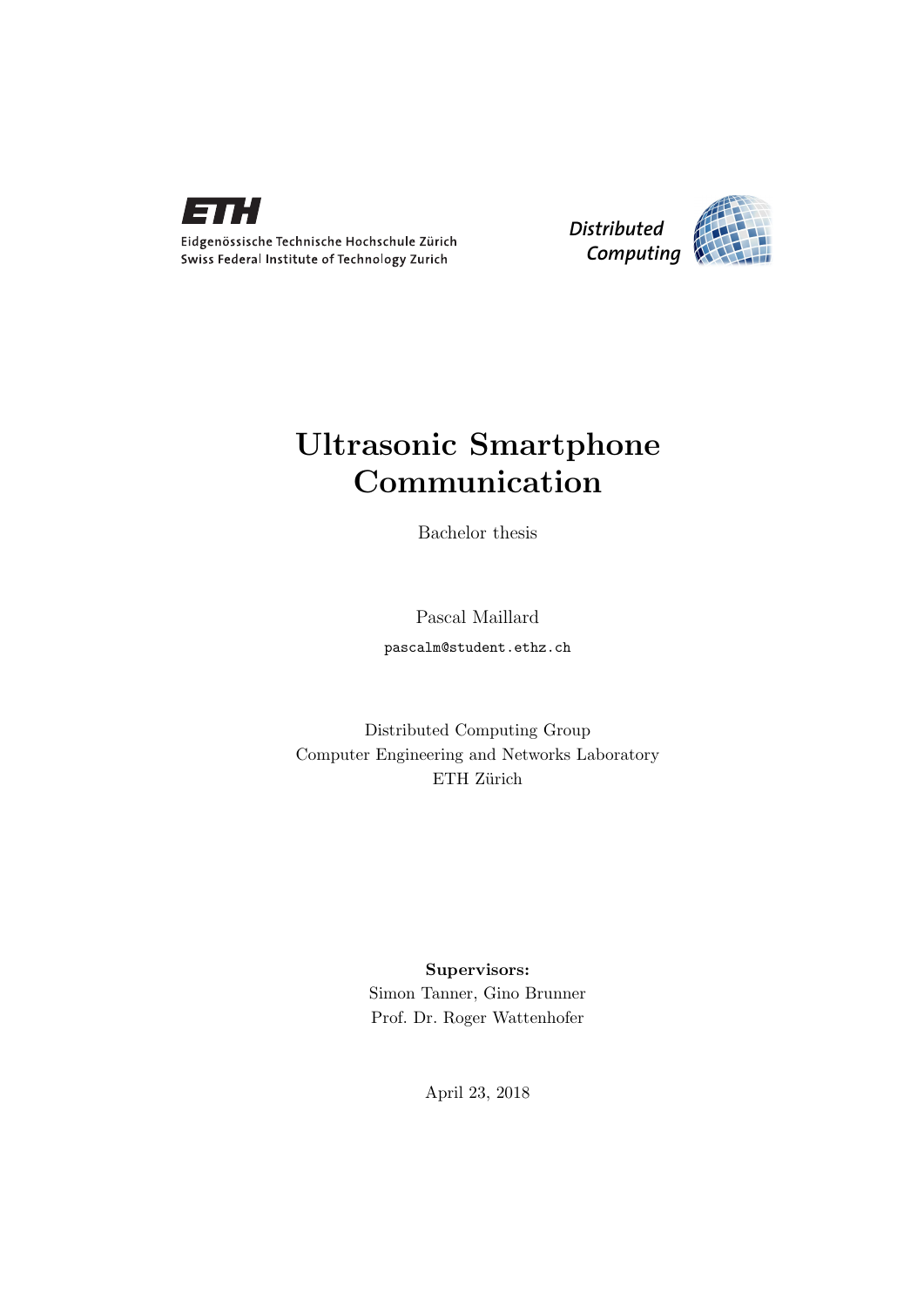Eidgenössische Technische Hochschule Zürich
Swiss Federal Institute of Technology Zurich

Distributed Computing

# Ultrasonic Smartphone Communication

Bachelor thesis

Pascal Maillard

pascalm@student.ethz.ch

Distributed Computing Group
Computer Engineering and Networks Laboratory
ETH Zürich

**Supervisors:**
Simon Tanner, Gino Brunner
Prof. Dr. Roger Wattenhofer

April 23, 2018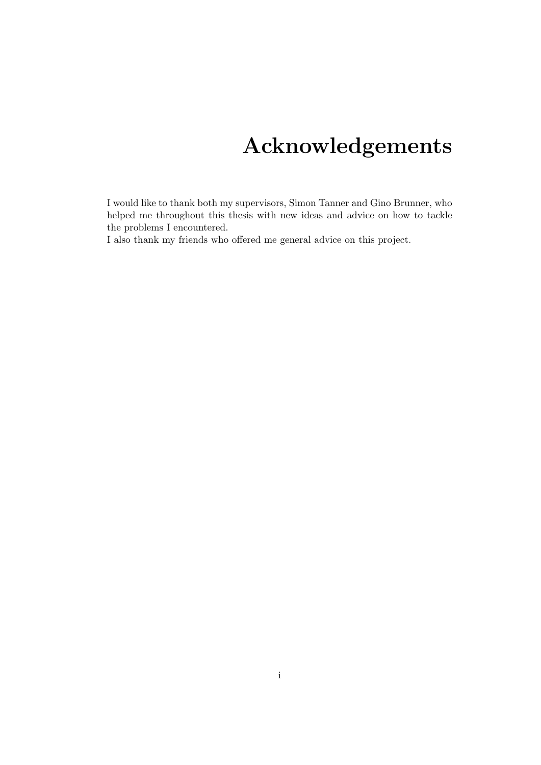# Acknowledgements

I would like to thank both my supervisors, Simon Tanner and Gino Brunner, who helped me throughout this thesis with new ideas and advice on how to tackle the problems I encountered.
I also thank my friends who offered me general advice on this project.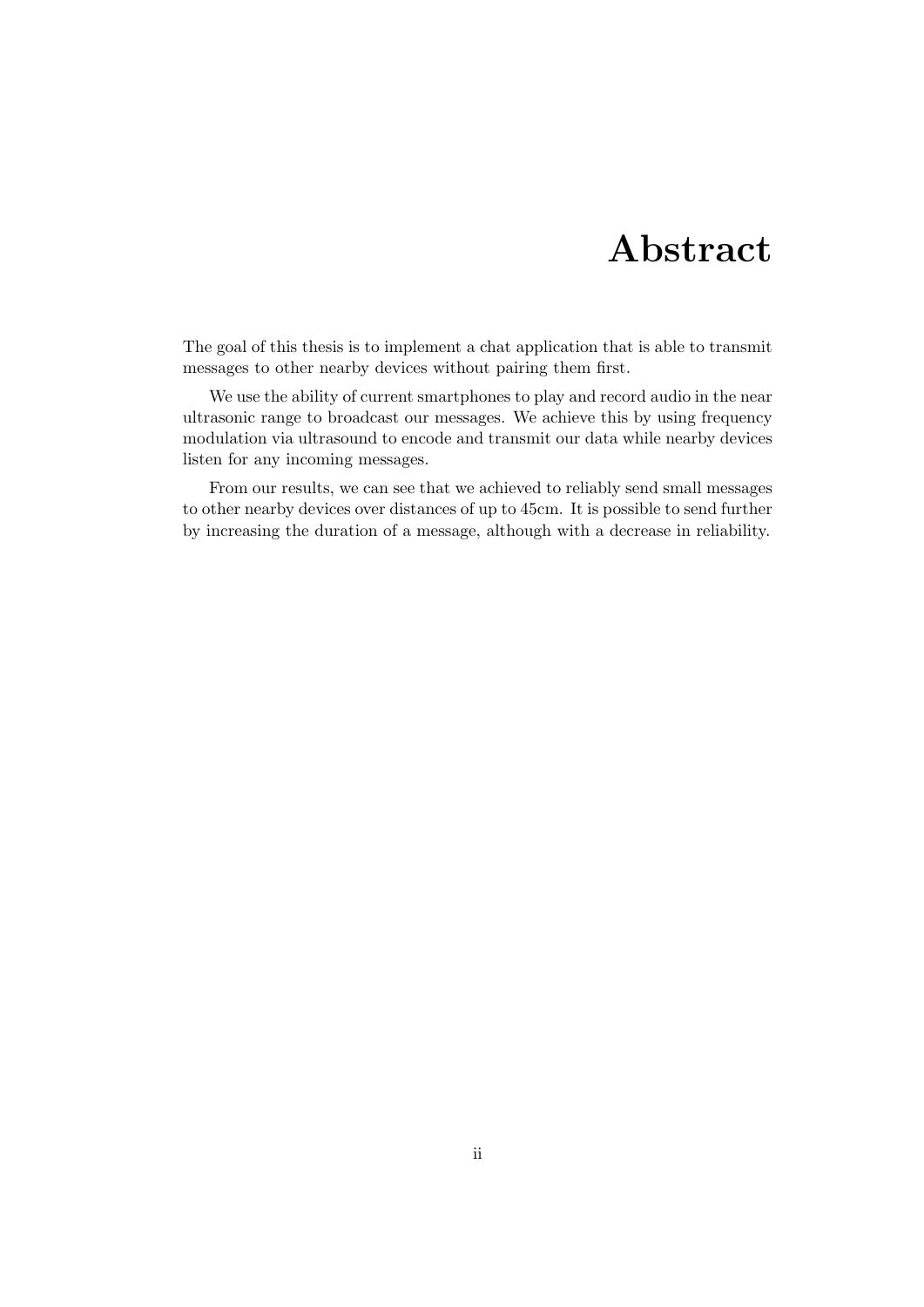# Abstract

The goal of this thesis is to implement a chat application that is able to transmit messages to other nearby devices without pairing them first.

We use the ability of current smartphones to play and record audio in the near ultrasonic range to broadcast our messages. We achieve this by using frequency modulation via ultrasound to encode and transmit our data while nearby devices listen for any incoming messages.

From our results, we can see that we achieved to reliably send small messages to other nearby devices over distances of up to 45cm. It is possible to send further by increasing the duration of a message, although with a decrease in reliability.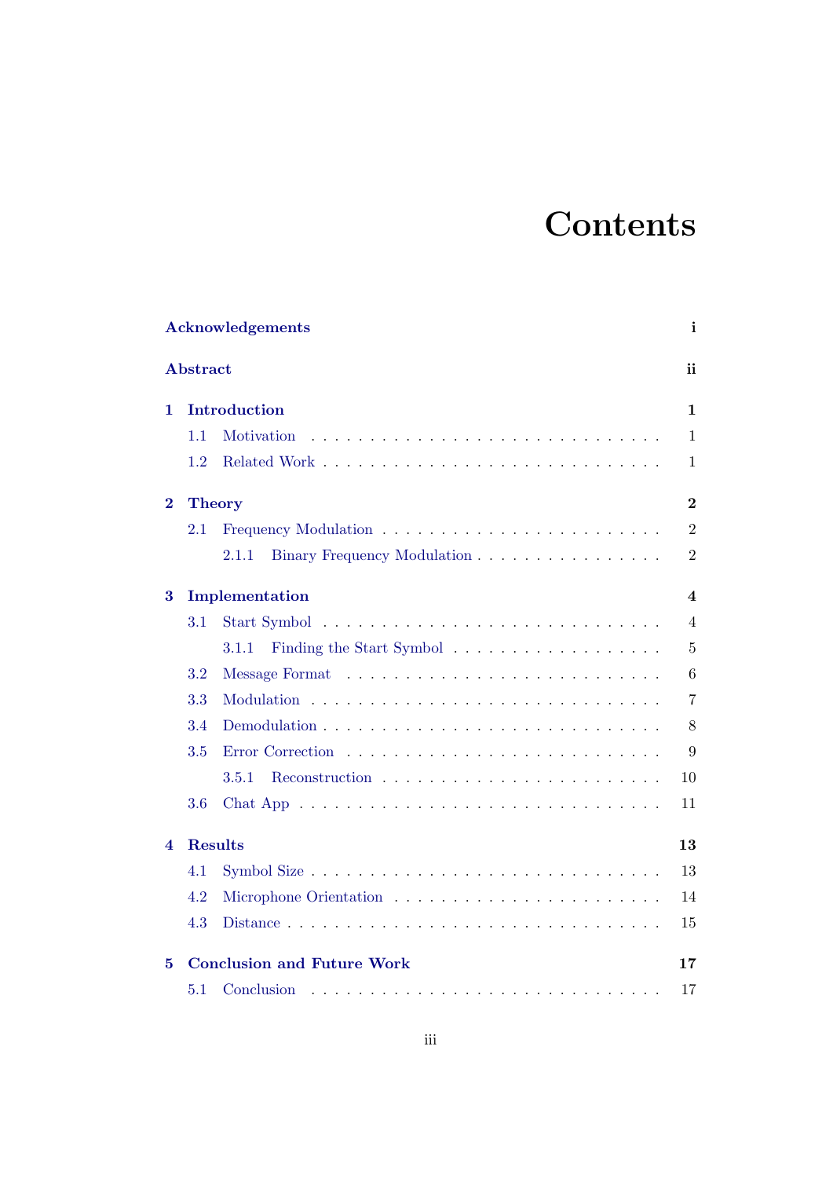# Contents

**Acknowledgements** **i**

**Abstract** **ii**

**1 Introduction** **1**

1.1 Motivation . . . . . . . . . . . . . . . . . . . . . . . . . . . . . 1

1.2 Related Work . . . . . . . . . . . . . . . . . . . . . . . . . . . . 1

**2 Theory** **2**

2.1 Frequency Modulation . . . . . . . . . . . . . . . . . . . . . . . 2

2.1.1 Binary Frequency Modulation . . . . . . . . . . . . . . . . 2

**3 Implementation** **4**

3.1 Start Symbol . . . . . . . . . . . . . . . . . . . . . . . . . . . . 4

3.1.1 Finding the Start Symbol . . . . . . . . . . . . . . . . . . 5

3.2 Message Format . . . . . . . . . . . . . . . . . . . . . . . . . . 6

3.3 Modulation . . . . . . . . . . . . . . . . . . . . . . . . . . . . . 7

3.4 Demodulation . . . . . . . . . . . . . . . . . . . . . . . . . . . . 8

3.5 Error Correction . . . . . . . . . . . . . . . . . . . . . . . . . . 9

3.5.1 Reconstruction . . . . . . . . . . . . . . . . . . . . . . . . 10

3.6 Chat App . . . . . . . . . . . . . . . . . . . . . . . . . . . . . . 11

**4 Results** **13**

4.1 Symbol Size . . . . . . . . . . . . . . . . . . . . . . . . . . . . . 13

4.2 Microphone Orientation . . . . . . . . . . . . . . . . . . . . . . 14

4.3 Distance . . . . . . . . . . . . . . . . . . . . . . . . . . . . . . . 15

**5 Conclusion and Future Work** **17**

5.1 Conclusion . . . . . . . . . . . . . . . . . . . . . . . . . . . . . 17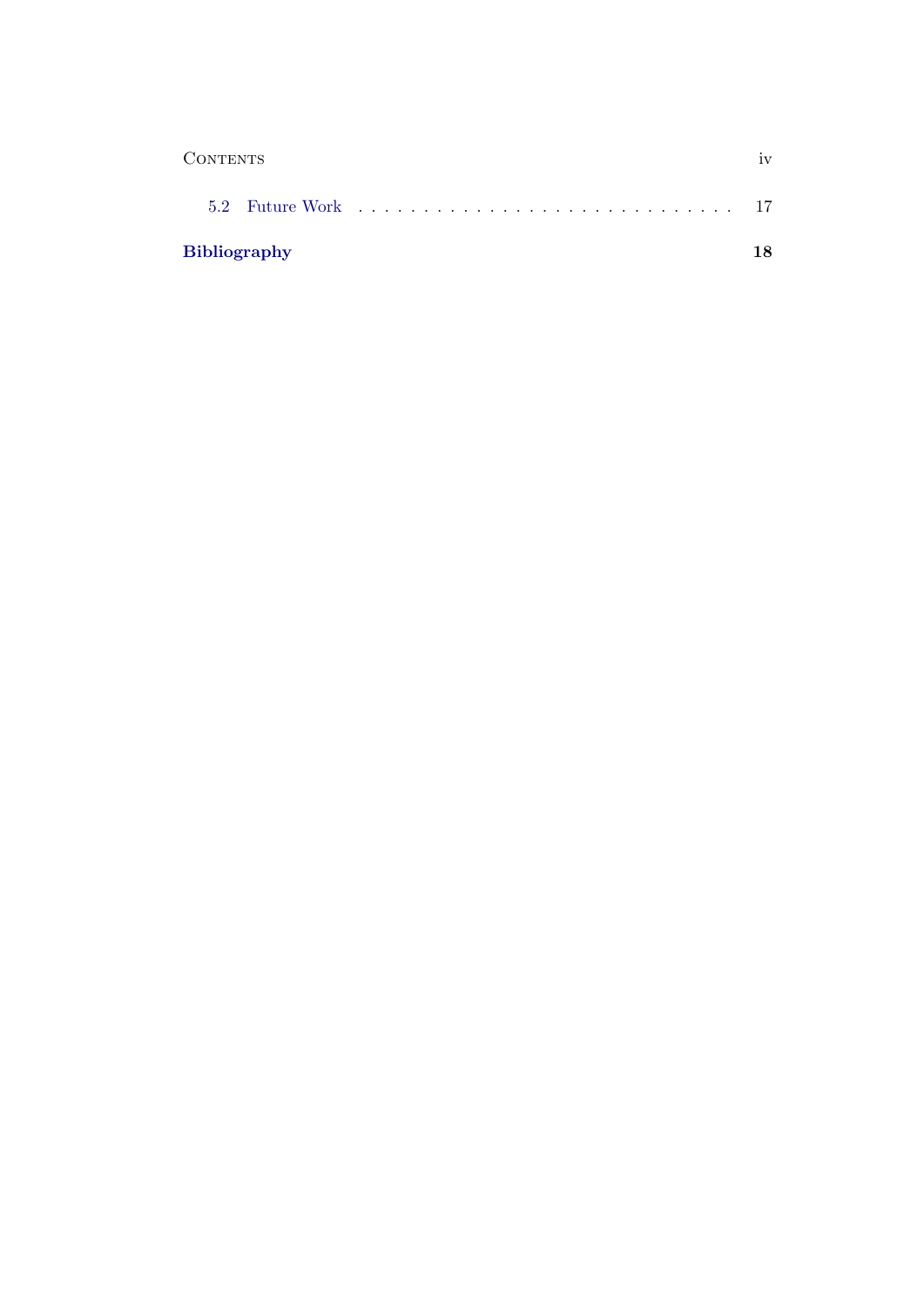5.2 Future Work . . . . . . . . . . . . . . . . . . . . . . . . . . . . 17

**Bibliography** **18**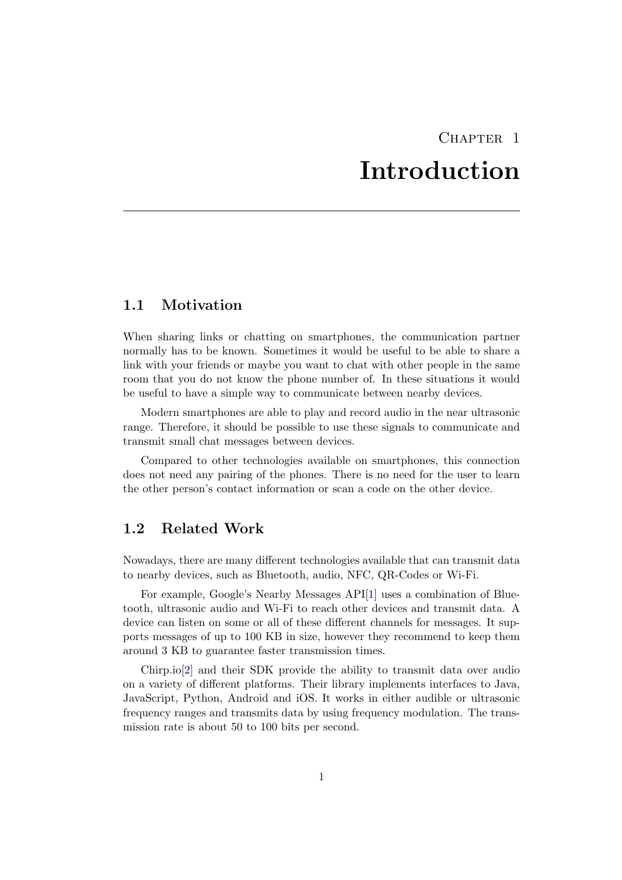# Chapter 1
# Introduction

## 1.1 Motivation

When sharing links or chatting on smartphones, the communication partner normally has to be known. Sometimes it would be useful to be able to share a link with your friends or maybe you want to chat with other people in the same room that you do not know the phone number of. In these situations it would be useful to have a simple way to communicate between nearby devices.

Modern smartphones are able to play and record audio in the near ultrasonic range. Therefore, it should be possible to use these signals to communicate and transmit small chat messages between devices.

Compared to other technologies available on smartphones, this connection does not need any pairing of the phones. There is no need for the user to learn the other person's contact information or scan a code on the other device.

## 1.2 Related Work

Nowadays, there are many different technologies available that can transmit data to nearby devices, such as Bluetooth, audio, NFC, QR-Codes or Wi-Fi.

For example, Google's Nearby Messages API[1] uses a combination of Bluetooth, ultrasonic audio and Wi-Fi to reach other devices and transmit data. A device can listen on some or all of these different channels for messages. It supports messages of up to 100 KB in size, however they recommend to keep them around 3 KB to guarantee faster transmission times.

Chirp.io[2] and their SDK provide the ability to transmit data over audio on a variety of different platforms. Their library implements interfaces to Java, JavaScript, Python, Android and iOS. It works in either audible or ultrasonic frequency ranges and transmits data by using frequency modulation. The transmission rate is about 50 to 100 bits per second.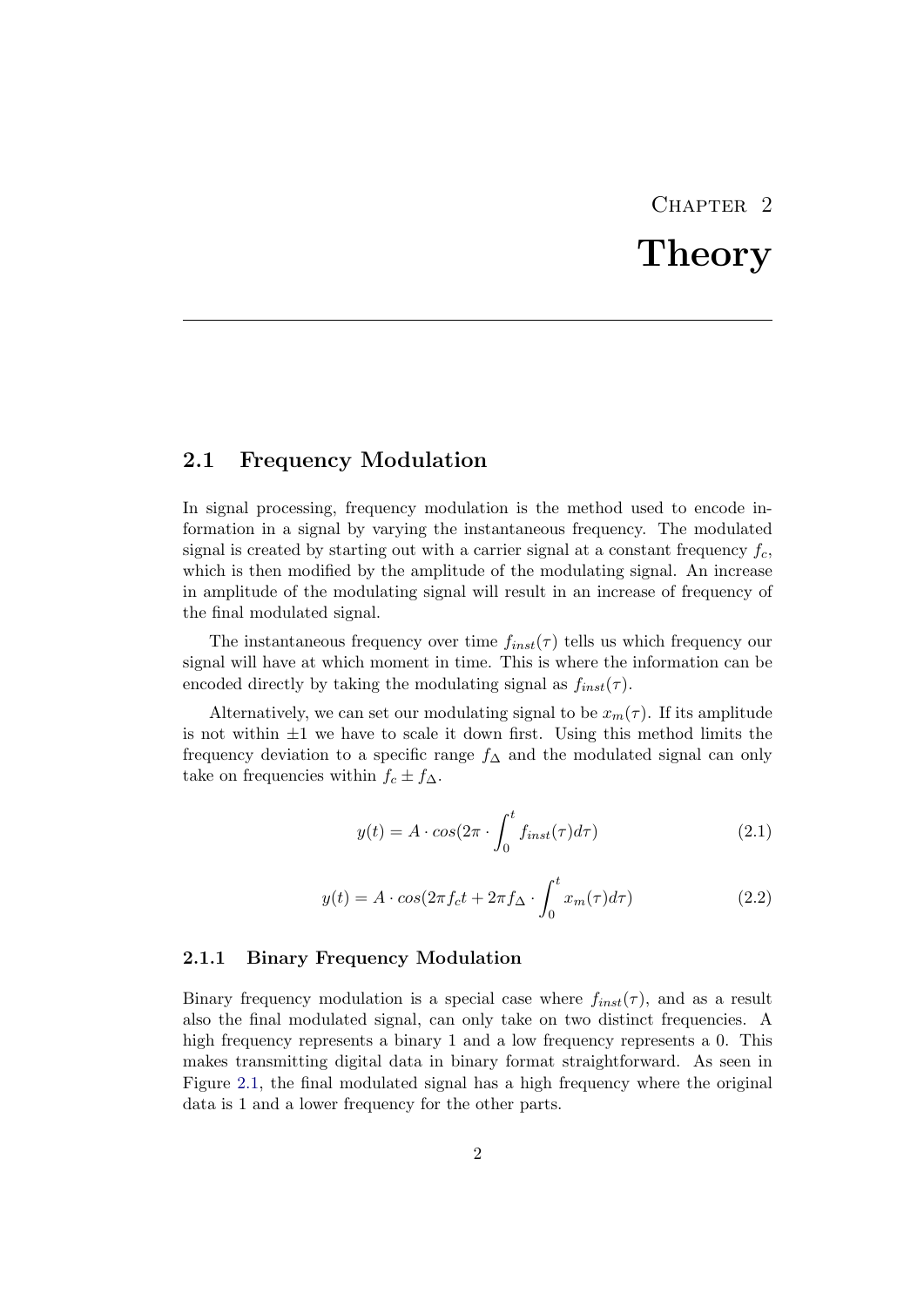# Chapter 2

# Theory

## 2.1 Frequency Modulation

In signal processing, frequency modulation is the method used to encode information in a signal by varying the instantaneous frequency. The modulated signal is created by starting out with a carrier signal at a constant frequency $f_c$, which is then modified by the amplitude of the modulating signal. An increase in amplitude of the modulating signal will result in an increase of frequency of the final modulated signal.

The instantaneous frequency over time $f_{inst}(\tau)$ tells us which frequency our signal will have at which moment in time. This is where the information can be encoded directly by taking the modulating signal as $f_{inst}(\tau)$.

Alternatively, we can set our modulating signal to be $x_m(\tau)$. If its amplitude is not within $\pm 1$ we have to scale it down first. Using this method limits the frequency deviation to a specific range $f_\Delta$ and the modulated signal can only take on frequencies within $f_c \pm f_\Delta$.

$$y(t) = A \cdot cos(2\pi \cdot \int_0^t f_{inst}(\tau) d\tau) \tag{2.1}$$

$$y(t) = A \cdot cos(2\pi f_c t + 2\pi f_\Delta \cdot \int_0^t x_m(\tau) d\tau) \tag{2.2}$$

### 2.1.1 Binary Frequency Modulation

Binary frequency modulation is a special case where $f_{inst}(\tau)$, and as a result also the final modulated signal, can only take on two distinct frequencies. A high frequency represents a binary 1 and a low frequency represents a 0. This makes transmitting digital data in binary format straightforward. As seen in Figure 2.1, the final modulated signal has a high frequency where the original data is 1 and a lower frequency for the other parts.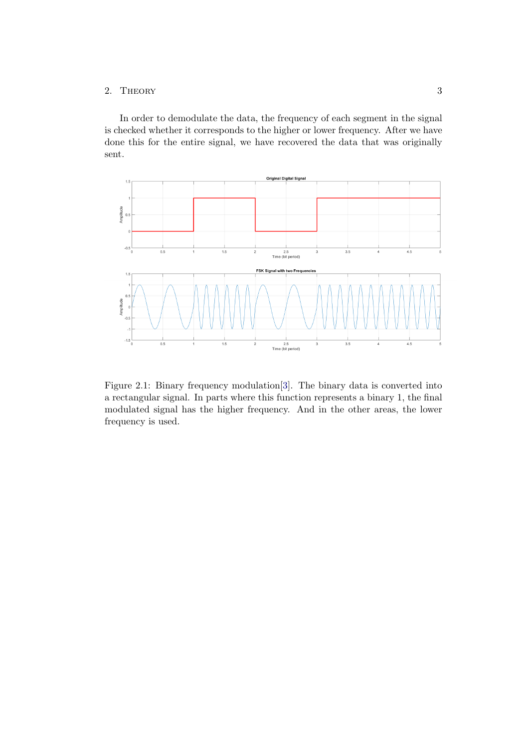In order to demodulate the data, the frequency of each segment in the signal is checked whether it corresponds to the higher or lower frequency. After we have done this for the entire signal, we have recovered the data that was originally sent.

Figure 2.1: Binary frequency modulation[3]. The binary data is converted into a rectangular signal. In parts where this function represents a binary 1, the final modulated signal has the higher frequency. And in the other areas, the lower frequency is used.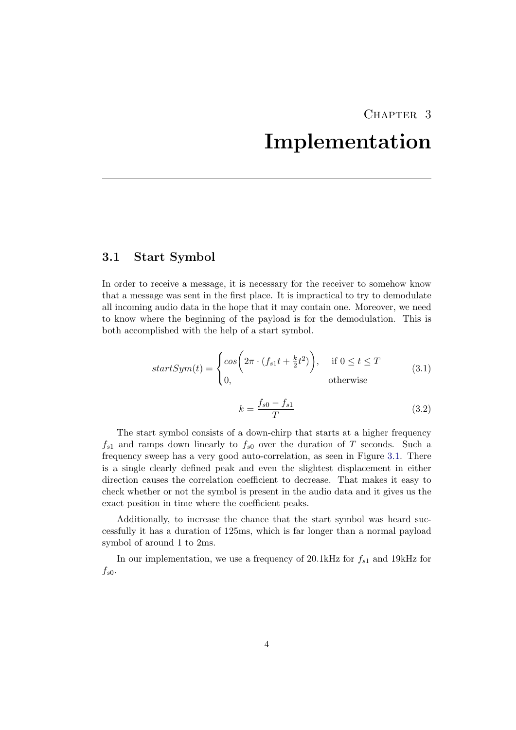# Chapter 3
# Implementation

## 3.1 Start Symbol

In order to receive a message, it is necessary for the receiver to somehow know that a message was sent in the first place. It is impractical to try to demodulate all incoming audio data in the hope that it may contain one. Moreover, we need to know where the beginning of the payload is for the demodulation. This is both accomplished with the help of a start symbol.

$$startSym(t) = \begin{cases} cos\left(2\pi \cdot (f_{s1}t + \frac{k}{2}t^2)\right), & \text{if } 0 \leq t \leq T \\ 0, & \text{otherwise} \end{cases} \tag{3.1}$$

$$k = \frac{f_{s0} - f_{s1}}{T} \tag{3.2}$$

The start symbol consists of a down-chirp that starts at a higher frequency $f_{s1}$ and ramps down linearly to $f_{s0}$ over the duration of $T$ seconds. Such a frequency sweep has a very good auto-correlation, as seen in Figure 3.1. There is a single clearly defined peak and even the slightest displacement in either direction causes the correlation coefficient to decrease. That makes it easy to check whether or not the symbol is present in the audio data and it gives us the exact position in time where the coefficient peaks.

Additionally, to increase the chance that the start symbol was heard successfully it has a duration of 125ms, which is far longer than a normal payload symbol of around 1 to 2ms.

In our implementation, we use a frequency of 20.1kHz for $f_{s1}$ and 19kHz for $f_{s0}$.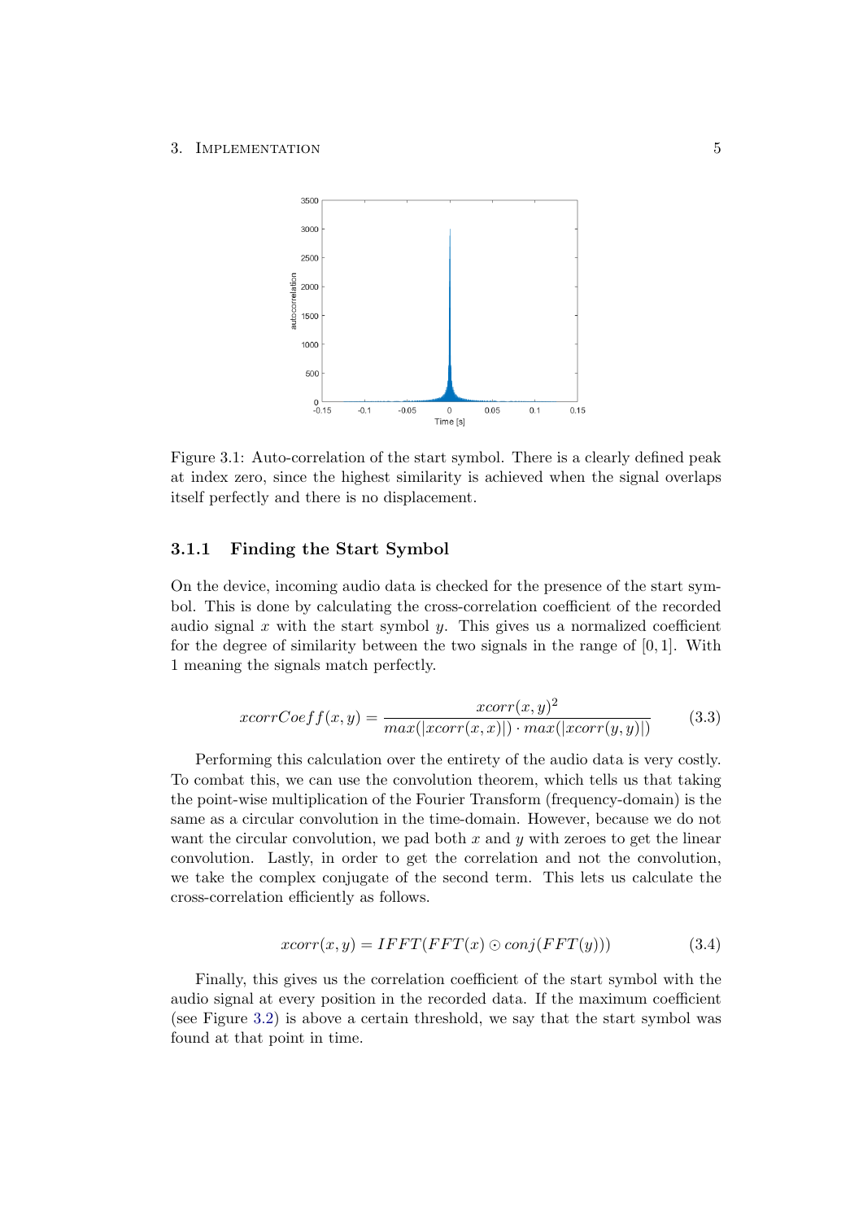Figure 3.1: Auto-correlation of the start symbol. There is a clearly defined peak at index zero, since the highest similarity is achieved when the signal overlaps itself perfectly and there is no displacement.

### 3.1.1 Finding the Start Symbol

On the device, incoming audio data is checked for the presence of the start symbol. This is done by calculating the cross-correlation coefficient of the recorded audio signal $x$ with the start symbol $y$. This gives us a normalized coefficient for the degree of similarity between the two signals in the range of $[0, 1]$. With 1 meaning the signals match perfectly.

$$xcorrCoeff(x, y) = \frac{xcorr(x, y)^2}{max(|xcorr(x, x)|) \cdot max(|xcorr(y, y)|)} \tag{3.3}$$

Performing this calculation over the entirety of the audio data is very costly. To combat this, we can use the convolution theorem, which tells us that taking the point-wise multiplication of the Fourier Transform (frequency-domain) is the same as a circular convolution in the time-domain. However, because we do not want the circular convolution, we pad both $x$ and $y$ with zeroes to get the linear convolution. Lastly, in order to get the correlation and not the convolution, we take the complex conjugate of the second term. This lets us calculate the cross-correlation efficiently as follows.

$$xcorr(x, y) = IFFT(FFT(x) \odot conj(FFT(y))) \tag{3.4}$$

Finally, this gives us the correlation coefficient of the start symbol with the audio signal at every position in the recorded data. If the maximum coefficient (see Figure 3.2) is above a certain threshold, we say that the start symbol was found at that point in time.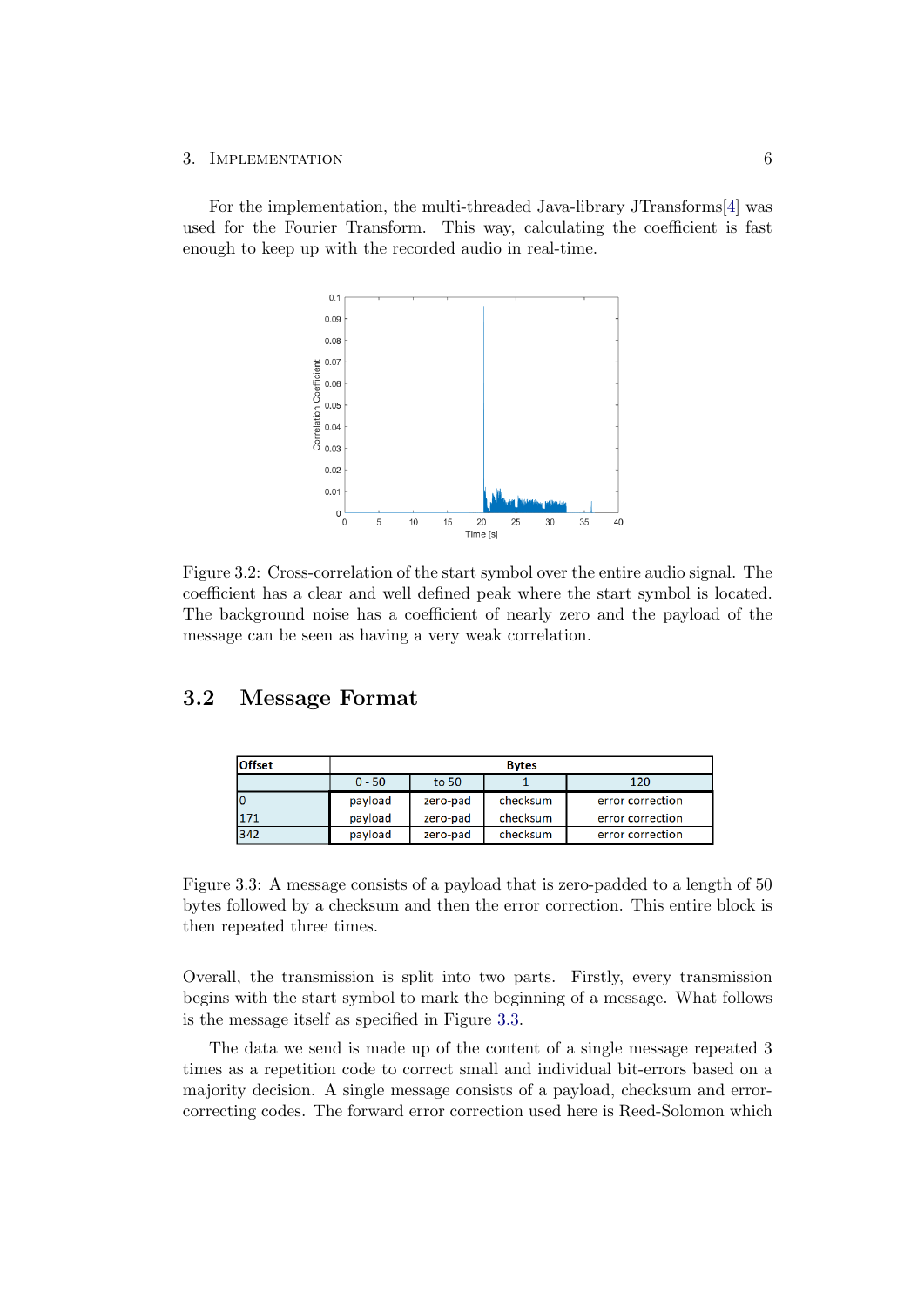For the implementation, the multi-threaded Java-library JTransforms[4] was used for the Fourier Transform. This way, calculating the coefficient is fast enough to keep up with the recorded audio in real-time.

Figure 3.2: Cross-correlation of the start symbol over the entire audio signal. The coefficient has a clear and well defined peak where the start symbol is located. The background noise has a coefficient of nearly zero and the payload of the message can be seen as having a very weak correlation.

## 3.2 Message Format

| Offset | Bytes | | | |
|---|---|---|---|---|
| | 0 - 50 | to 50 | 1 | 120 |
| 0 | payload | zero-pad | checksum | error correction |
| 171 | payload | zero-pad | checksum | error correction |
| 342 | payload | zero-pad | checksum | error correction |

Figure 3.3: A message consists of a payload that is zero-padded to a length of 50 bytes followed by a checksum and then the error correction. This entire block is then repeated three times.

Overall, the transmission is split into two parts. Firstly, every transmission begins with the start symbol to mark the beginning of a message. What follows is the message itself as specified in Figure 3.3.

The data we send is made up of the content of a single message repeated 3 times as a repetition code to correct small and individual bit-errors based on a majority decision. A single message consists of a payload, checksum and error-correcting codes. The forward error correction used here is Reed-Solomon which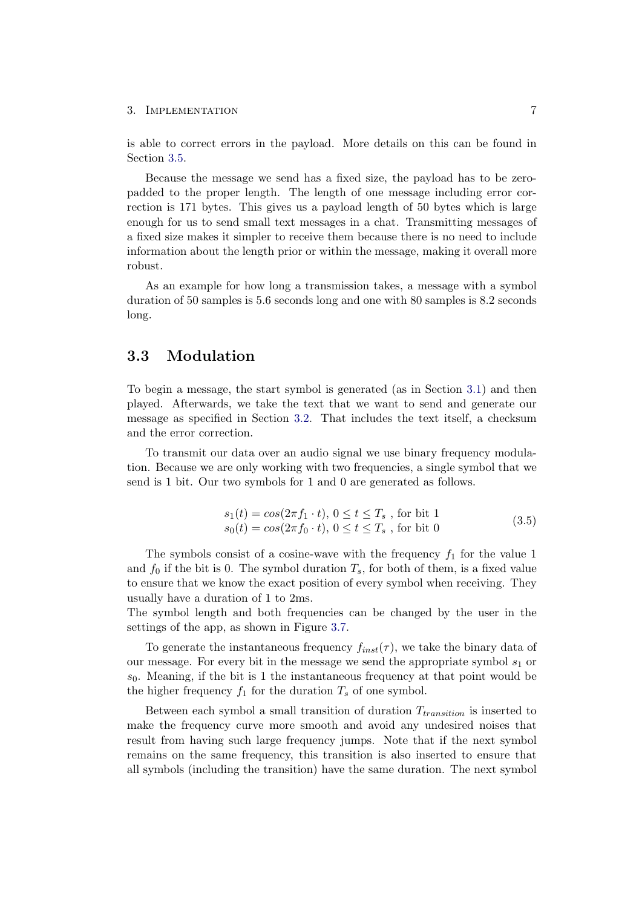is able to correct errors in the payload. More details on this can be found in Section 3.5.

Because the message we send has a fixed size, the payload has to be zero-padded to the proper length. The length of one message including error correction is 171 bytes. This gives us a payload length of 50 bytes which is large enough for us to send small text messages in a chat. Transmitting messages of a fixed size makes it simpler to receive them because there is no need to include information about the length prior or within the message, making it overall more robust.

As an example for how long a transmission takes, a message with a symbol duration of 50 samples is 5.6 seconds long and one with 80 samples is 8.2 seconds long.

## 3.3 Modulation

To begin a message, the start symbol is generated (as in Section 3.1) and then played. Afterwards, we take the text that we want to send and generate our message as specified in Section 3.2. That includes the text itself, a checksum and the error correction.

To transmit our data over an audio signal we use binary frequency modulation. Because we are only working with two frequencies, a single symbol that we send is 1 bit. Our two symbols for 1 and 0 are generated as follows.

$$
\begin{aligned}
s_1(t) &= cos(2\pi f_1 \cdot t),\ 0 \leq t \leq T_s \text{ , for bit 1} \\
s_0(t) &= cos(2\pi f_0 \cdot t),\ 0 \leq t \leq T_s \text{ , for bit 0}
\end{aligned}
\tag{3.5}
$$

The symbols consist of a cosine-wave with the frequency $f_1$ for the value 1 and $f_0$ if the bit is 0. The symbol duration $T_s$, for both of them, is a fixed value to ensure that we know the exact position of every symbol when receiving. They usually have a duration of 1 to 2ms.
The symbol length and both frequencies can be changed by the user in the settings of the app, as shown in Figure 3.7.

To generate the instantaneous frequency $f_{inst}(\tau)$, we take the binary data of our message. For every bit in the message we send the appropriate symbol $s_1$ or $s_0$. Meaning, if the bit is 1 the instantaneous frequency at that point would be the higher frequency $f_1$ for the duration $T_s$ of one symbol.

Between each symbol a small transition of duration $T_{transition}$ is inserted to make the frequency curve more smooth and avoid any undesired noises that result from having such large frequency jumps. Note that if the next symbol remains on the same frequency, this transition is also inserted to ensure that all symbols (including the transition) have the same duration. The next symbol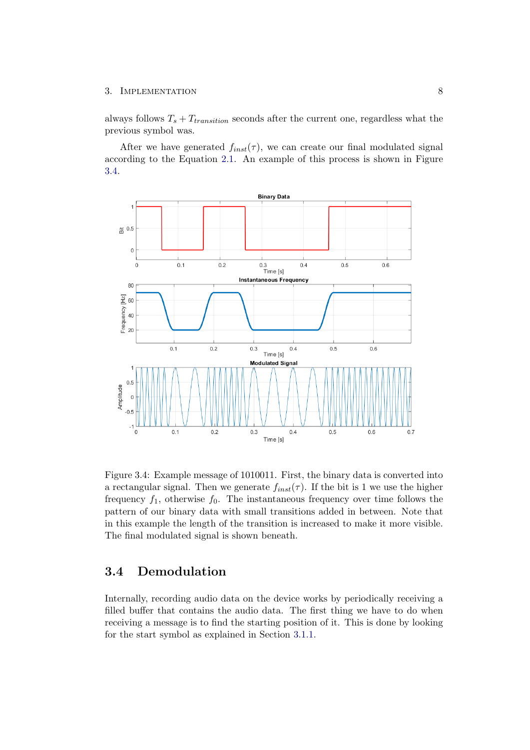always follows $T_s + T_{transition}$ seconds after the current one, regardless what the previous symbol was.

After we have generated $f_{inst}(\tau)$, we can create our final modulated signal according to the Equation 2.1. An example of this process is shown in Figure 3.4.

Figure 3.4: Example message of 1010011. First, the binary data is converted into a rectangular signal. Then we generate $f_{inst}(\tau)$. If the bit is 1 we use the higher frequency $f_1$, otherwise $f_0$. The instantaneous frequency over time follows the pattern of our binary data with small transitions added in between. Note that in this example the length of the transition is increased to make it more visible. The final modulated signal is shown beneath.

## 3.4 Demodulation

Internally, recording audio data on the device works by periodically receiving a filled buffer that contains the audio data. The first thing we have to do when receiving a message is to find the starting position of it. This is done by looking for the start symbol as explained in Section 3.1.1.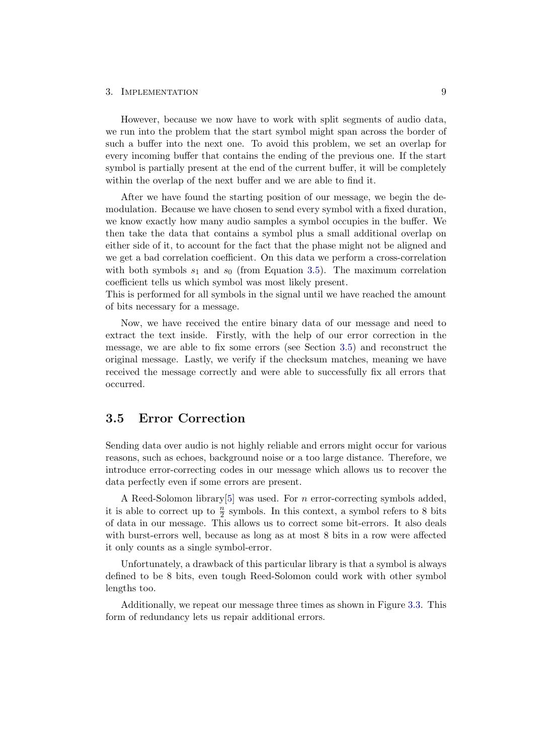However, because we now have to work with split segments of audio data, we run into the problem that the start symbol might span across the border of such a buffer into the next one. To avoid this problem, we set an overlap for every incoming buffer that contains the ending of the previous one. If the start symbol is partially present at the end of the current buffer, it will be completely within the overlap of the next buffer and we are able to find it.

After we have found the starting position of our message, we begin the demodulation. Because we have chosen to send every symbol with a fixed duration, we know exactly how many audio samples a symbol occupies in the buffer. We then take the data that contains a symbol plus a small additional overlap on either side of it, to account for the fact that the phase might not be aligned and we get a bad correlation coefficient. On this data we perform a cross-correlation with both symbols $s_1$ and $s_0$ (from Equation 3.5). The maximum correlation coefficient tells us which symbol was most likely present.
This is performed for all symbols in the signal until we have reached the amount of bits necessary for a message.

Now, we have received the entire binary data of our message and need to extract the text inside. Firstly, with the help of our error correction in the message, we are able to fix some errors (see Section 3.5) and reconstruct the original message. Lastly, we verify if the checksum matches, meaning we have received the message correctly and were able to successfully fix all errors that occurred.

## 3.5 Error Correction

Sending data over audio is not highly reliable and errors might occur for various reasons, such as echoes, background noise or a too large distance. Therefore, we introduce error-correcting codes in our message which allows us to recover the data perfectly even if some errors are present.

A Reed-Solomon library[5] was used. For $n$ error-correcting symbols added, it is able to correct up to $\frac{n}{2}$ symbols. In this context, a symbol refers to 8 bits of data in our message. This allows us to correct some bit-errors. It also deals with burst-errors well, because as long as at most 8 bits in a row were affected it only counts as a single symbol-error.

Unfortunately, a drawback of this particular library is that a symbol is always defined to be 8 bits, even tough Reed-Solomon could work with other symbol lengths too.

Additionally, we repeat our message three times as shown in Figure 3.3. This form of redundancy lets us repair additional errors.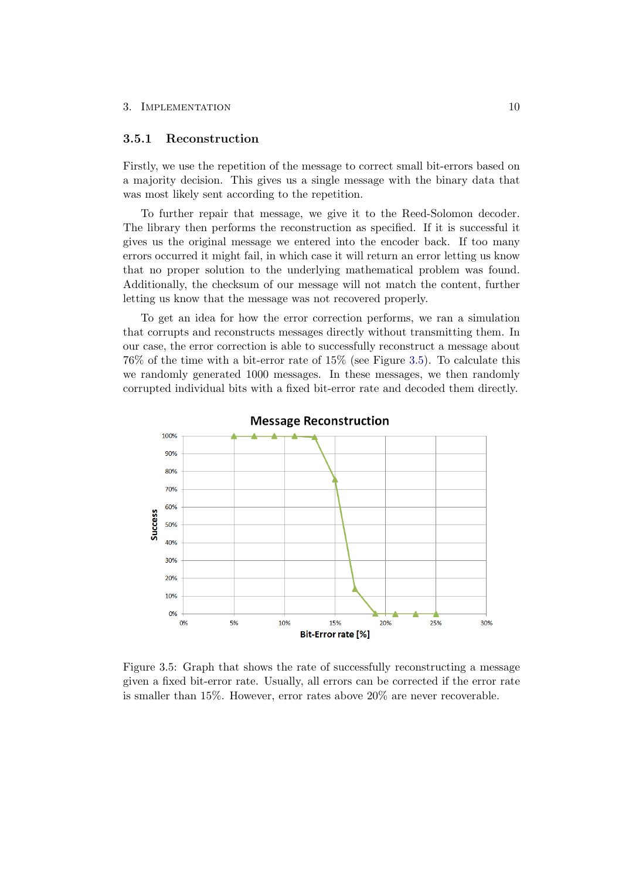### 3.5.1 Reconstruction

Firstly, we use the repetition of the message to correct small bit-errors based on a majority decision. This gives us a single message with the binary data that was most likely sent according to the repetition.

To further repair that message, we give it to the Reed-Solomon decoder. The library then performs the reconstruction as specified. If it is successful it gives us the original message we entered into the encoder back. If too many errors occurred it might fail, in which case it will return an error letting us know that no proper solution to the underlying mathematical problem was found. Additionally, the checksum of our message will not match the content, further letting us know that the message was not recovered properly.

To get an idea for how the error correction performs, we ran a simulation that corrupts and reconstructs messages directly without transmitting them. In our case, the error correction is able to successfully reconstruct a message about 76% of the time with a bit-error rate of 15% (see Figure 3.5). To calculate this we randomly generated 1000 messages. In these messages, we then randomly corrupted individual bits with a fixed bit-error rate and decoded them directly.

Figure 3.5: Graph that shows the rate of successfully reconstructing a message given a fixed bit-error rate. Usually, all errors can be corrected if the error rate is smaller than 15%. However, error rates above 20% are never recoverable.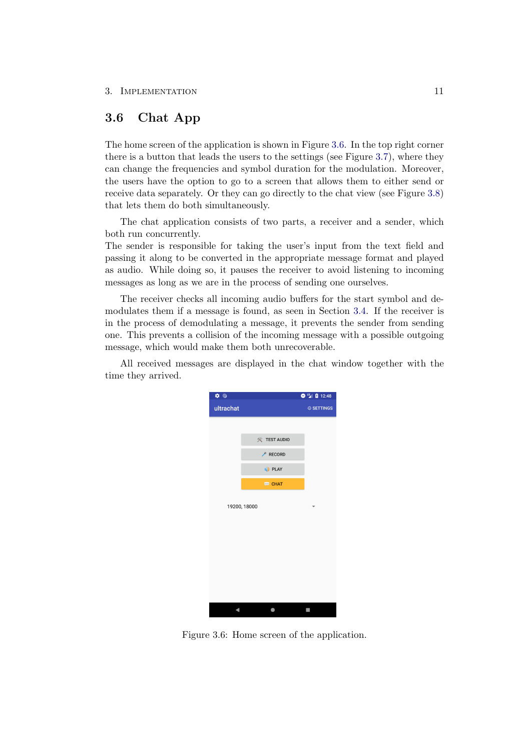## 3.6 Chat App

The home screen of the application is shown in Figure 3.6. In the top right corner there is a button that leads the users to the settings (see Figure 3.7), where they can change the frequencies and symbol duration for the modulation. Moreover, the users have the option to go to a screen that allows them to either send or receive data separately. Or they can go directly to the chat view (see Figure 3.8) that lets them do both simultaneously.

The chat application consists of two parts, a receiver and a sender, which both run concurrently.
The sender is responsible for taking the user's input from the text field and passing it along to be converted in the appropriate message format and played as audio. While doing so, it pauses the receiver to avoid listening to incoming messages as long as we are in the process of sending one ourselves.

The receiver checks all incoming audio buffers for the start symbol and demodulates them if a message is found, as seen in Section 3.4. If the receiver is in the process of demodulating a message, it prevents the sender from sending one. This prevents a collision of the incoming message with a possible outgoing message, which would make them both unrecoverable.

All received messages are displayed in the chat window together with the time they arrived.

Figure 3.6: Home screen of the application.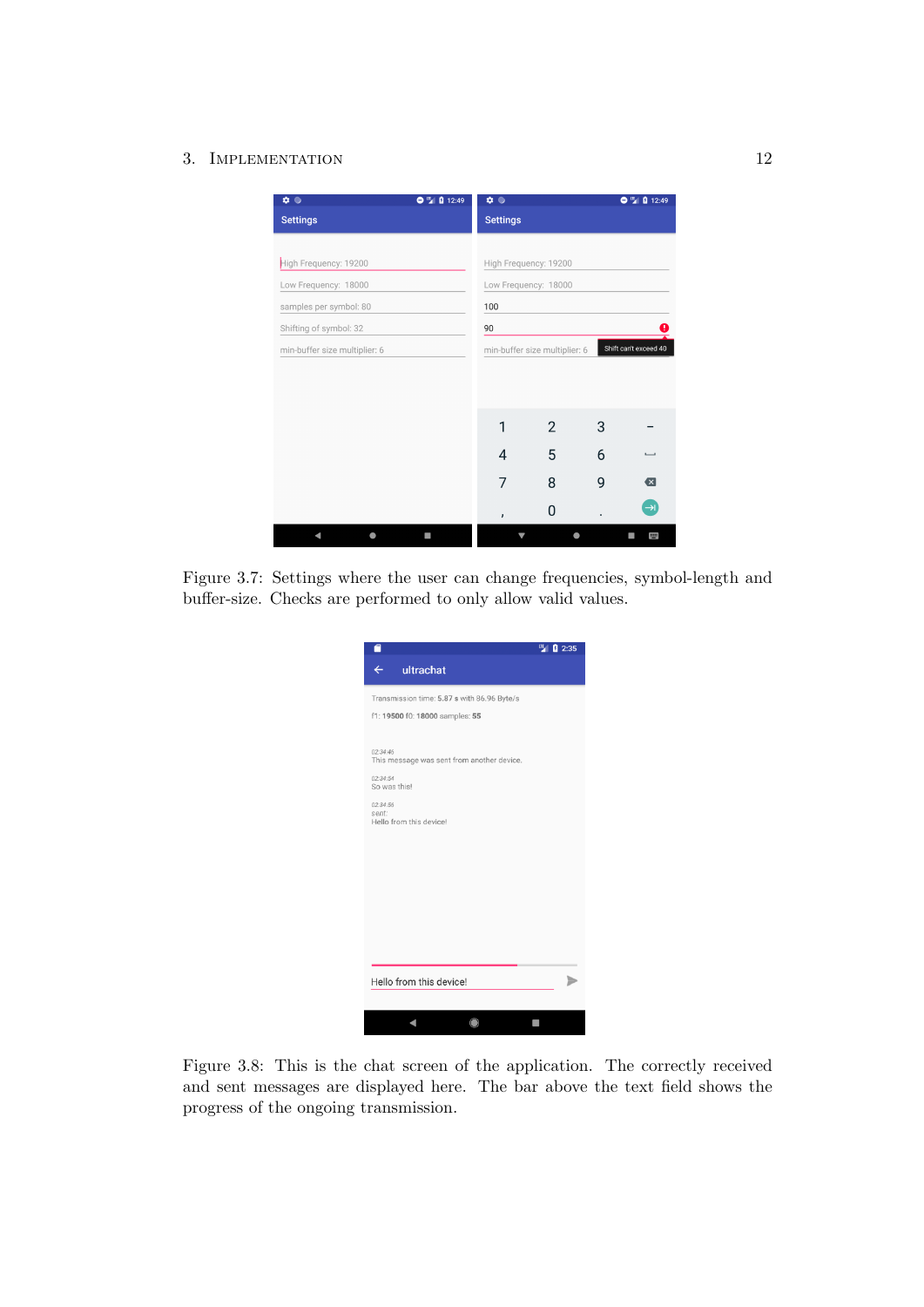Figure 3.7: Settings where the user can change frequencies, symbol-length and buffer-size. Checks are performed to only allow valid values.

Figure 3.8: This is the chat screen of the application. The correctly received and sent messages are displayed here. The bar above the text field shows the progress of the ongoing transmission.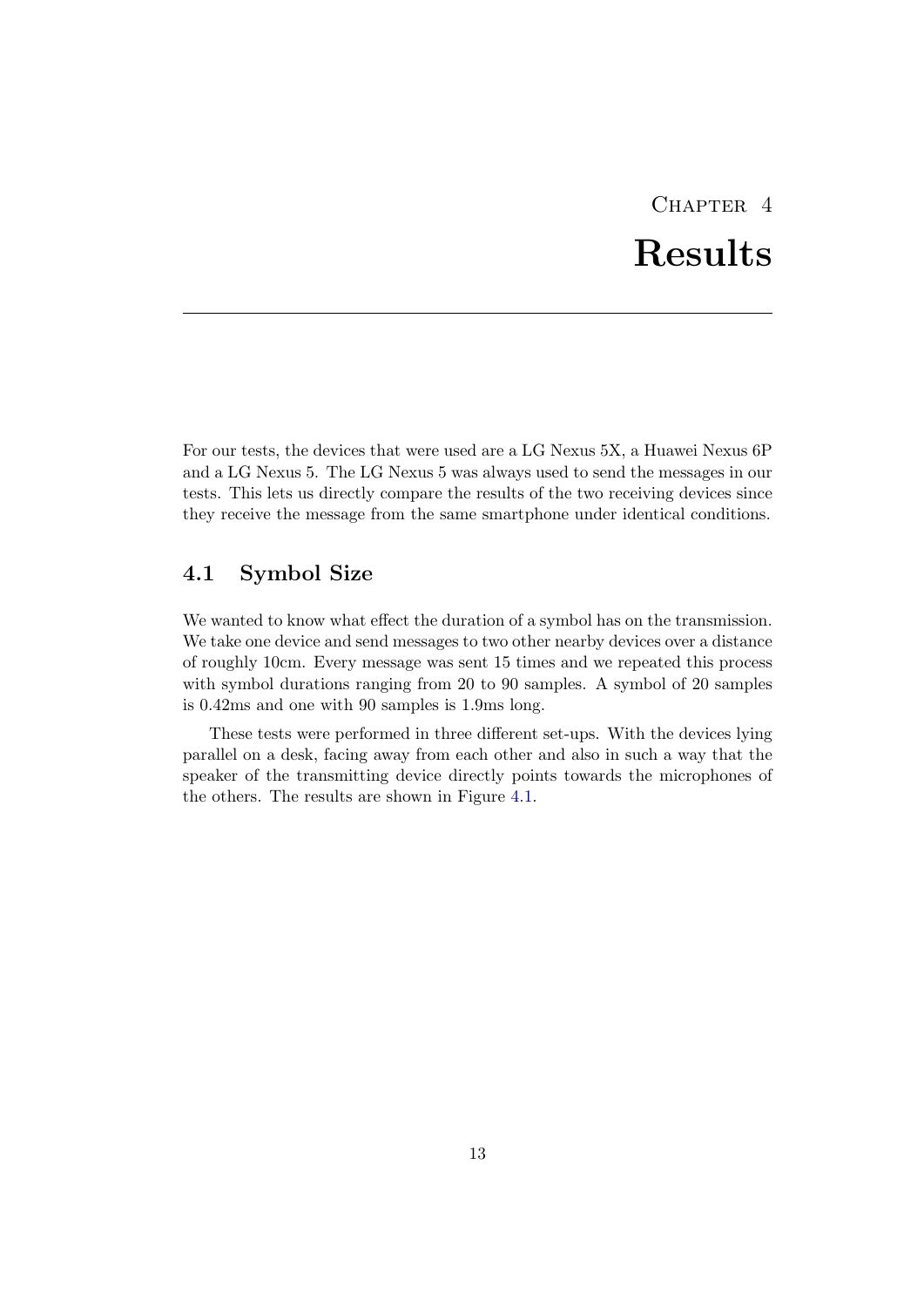# Chapter 4
# Results

For our tests, the devices that were used are a LG Nexus 5X, a Huawei Nexus 6P and a LG Nexus 5. The LG Nexus 5 was always used to send the messages in our tests. This lets us directly compare the results of the two receiving devices since they receive the message from the same smartphone under identical conditions.

## 4.1 Symbol Size

We wanted to know what effect the duration of a symbol has on the transmission. We take one device and send messages to two other nearby devices over a distance of roughly 10cm. Every message was sent 15 times and we repeated this process with symbol durations ranging from 20 to 90 samples. A symbol of 20 samples is 0.42ms and one with 90 samples is 1.9ms long.

These tests were performed in three different set-ups. With the devices lying parallel on a desk, facing away from each other and also in such a way that the speaker of the transmitting device directly points towards the microphones of the others. The results are shown in Figure 4.1.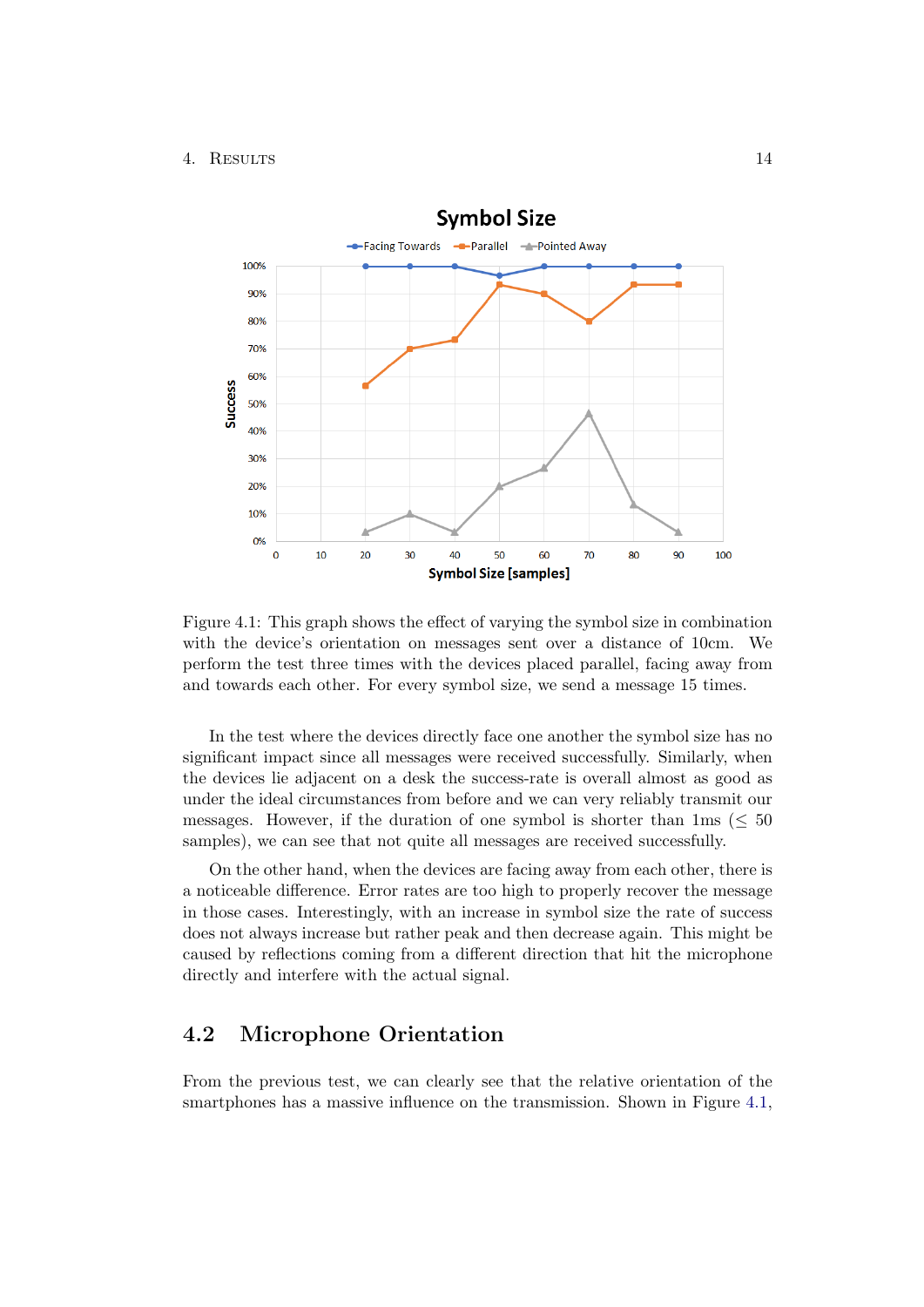Figure 4.1: This graph shows the effect of varying the symbol size in combination with the device's orientation on messages sent over a distance of 10cm. We perform the test three times with the devices placed parallel, facing away from and towards each other. For every symbol size, we send a message 15 times.

In the test where the devices directly face one another the symbol size has no significant impact since all messages were received successfully. Similarly, when the devices lie adjacent on a desk the success-rate is overall almost as good as under the ideal circumstances from before and we can very reliably transmit our messages. However, if the duration of one symbol is shorter than 1ms ($\leq$ 50 samples), we can see that not quite all messages are received successfully.

On the other hand, when the devices are facing away from each other, there is a noticeable difference. Error rates are too high to properly recover the message in those cases. Interestingly, with an increase in symbol size the rate of success does not always increase but rather peak and then decrease again. This might be caused by reflections coming from a different direction that hit the microphone directly and interfere with the actual signal.

## 4.2 Microphone Orientation

From the previous test, we can clearly see that the relative orientation of the smartphones has a massive influence on the transmission. Shown in Figure 4.1,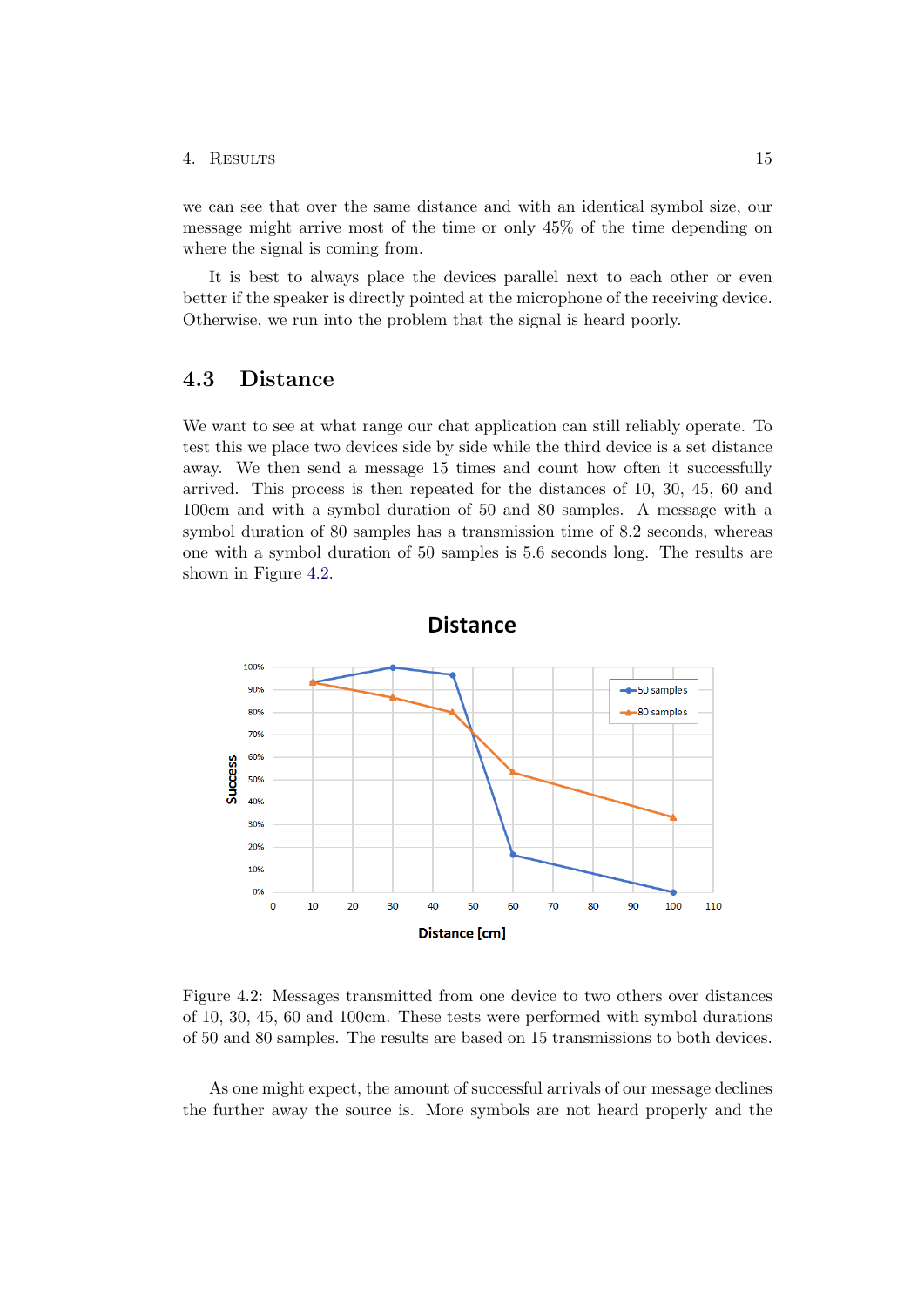we can see that over the same distance and with an identical symbol size, our message might arrive most of the time or only 45% of the time depending on where the signal is coming from.

It is best to always place the devices parallel next to each other or even better if the speaker is directly pointed at the microphone of the receiving device. Otherwise, we run into the problem that the signal is heard poorly.

## 4.3 Distance

We want to see at what range our chat application can still reliably operate. To test this we place two devices side by side while the third device is a set distance away. We then send a message 15 times and count how often it successfully arrived. This process is then repeated for the distances of 10, 30, 45, 60 and 100cm and with a symbol duration of 50 and 80 samples. A message with a symbol duration of 80 samples has a transmission time of 8.2 seconds, whereas one with a symbol duration of 50 samples is 5.6 seconds long. The results are shown in Figure 4.2.

Figure 4.2: Messages transmitted from one device to two others over distances of 10, 30, 45, 60 and 100cm. These tests were performed with symbol durations of 50 and 80 samples. The results are based on 15 transmissions to both devices.

As one might expect, the amount of successful arrivals of our message declines the further away the source is. More symbols are not heard properly and the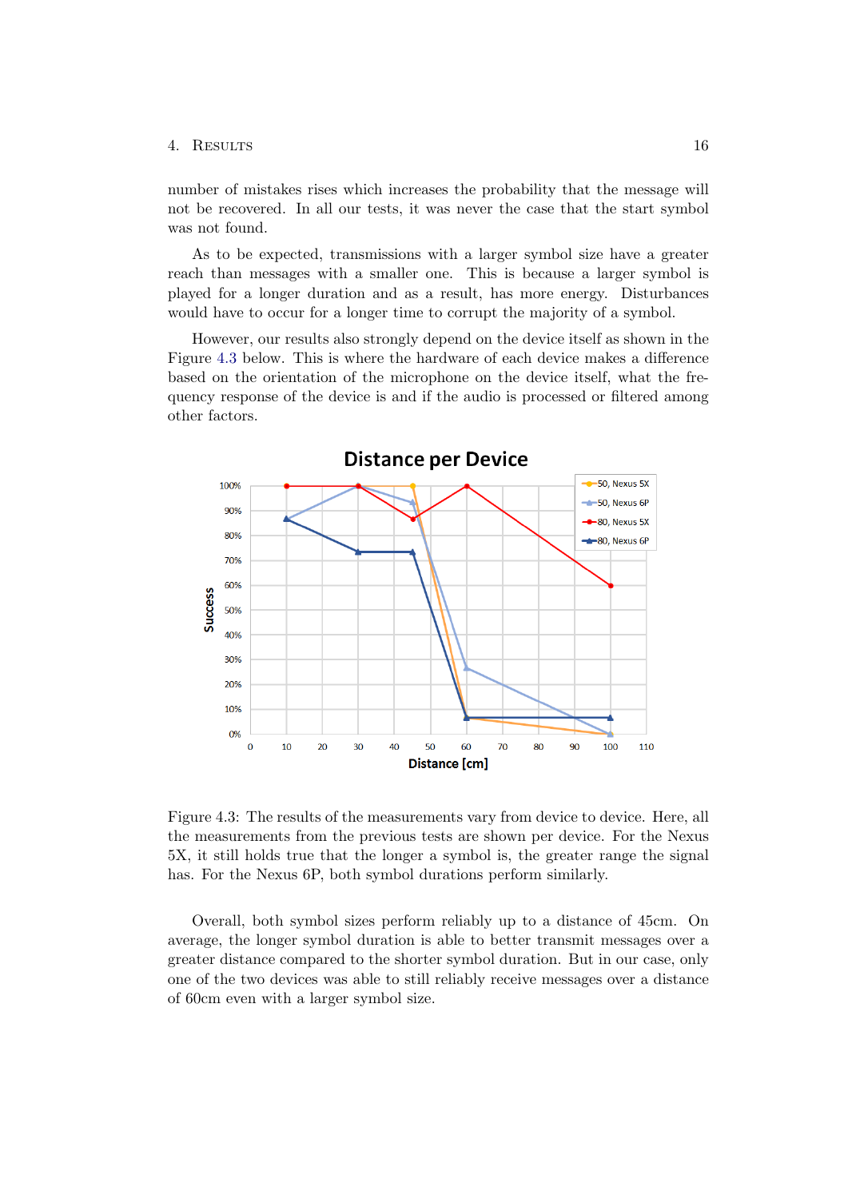number of mistakes rises which increases the probability that the message will not be recovered. In all our tests, it was never the case that the start symbol was not found.

As to be expected, transmissions with a larger symbol size have a greater reach than messages with a smaller one. This is because a larger symbol is played for a longer duration and as a result, has more energy. Disturbances would have to occur for a longer time to corrupt the majority of a symbol.

However, our results also strongly depend on the device itself as shown in the Figure 4.3 below. This is where the hardware of each device makes a difference based on the orientation of the microphone on the device itself, what the frequency response of the device is and if the audio is processed or filtered among other factors.

Figure 4.3: The results of the measurements vary from device to device. Here, all the measurements from the previous tests are shown per device. For the Nexus 5X, it still holds true that the longer a symbol is, the greater range the signal has. For the Nexus 6P, both symbol durations perform similarly.

Overall, both symbol sizes perform reliably up to a distance of 45cm. On average, the longer symbol duration is able to better transmit messages over a greater distance compared to the shorter symbol duration. But in our case, only one of the two devices was able to still reliably receive messages over a distance of 60cm even with a larger symbol size.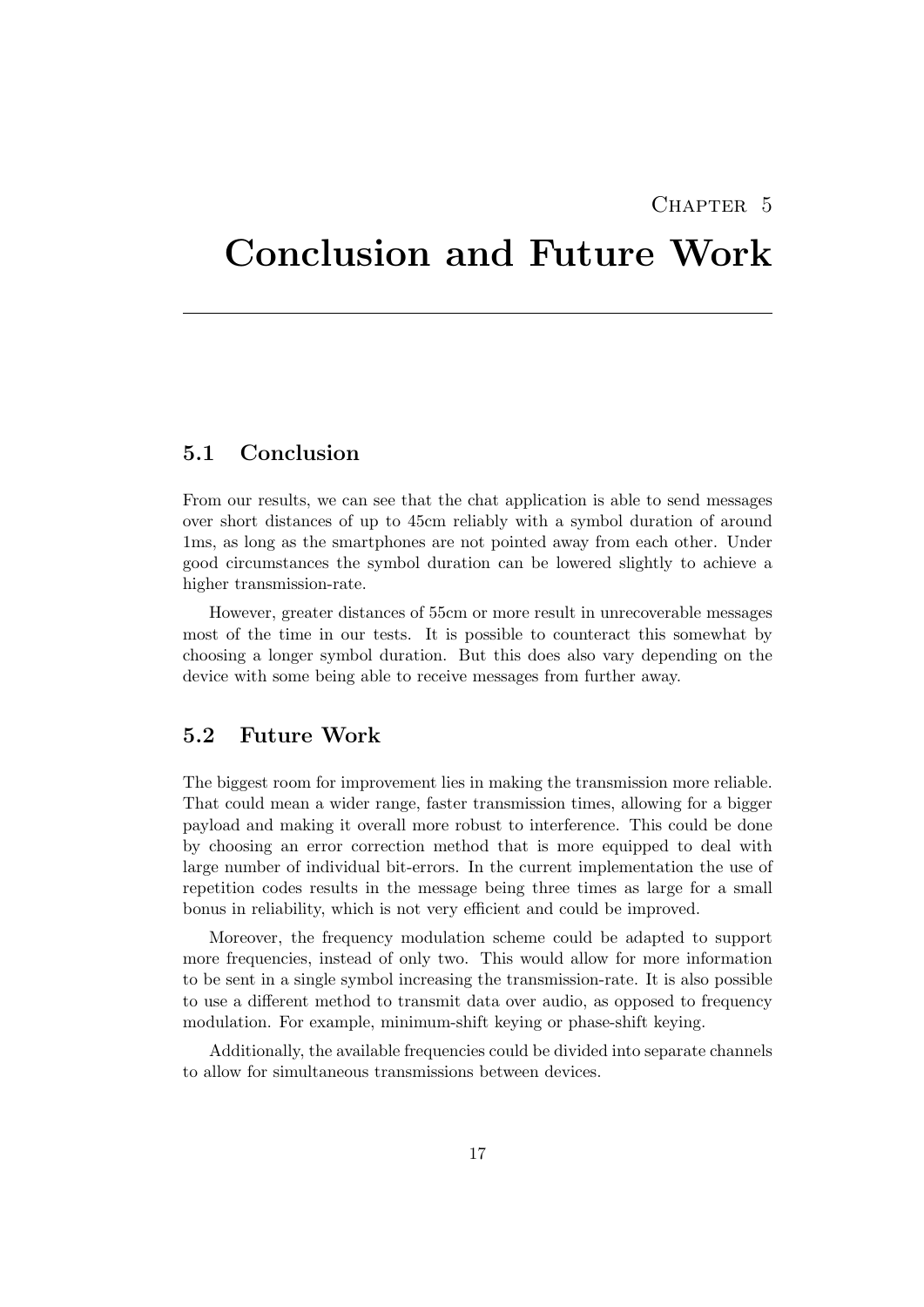# Chapter 5

# Conclusion and Future Work

## 5.1 Conclusion

From our results, we can see that the chat application is able to send messages over short distances of up to 45cm reliably with a symbol duration of around 1ms, as long as the smartphones are not pointed away from each other. Under good circumstances the symbol duration can be lowered slightly to achieve a higher transmission-rate.

However, greater distances of 55cm or more result in unrecoverable messages most of the time in our tests. It is possible to counteract this somewhat by choosing a longer symbol duration. But this does also vary depending on the device with some being able to receive messages from further away.

## 5.2 Future Work

The biggest room for improvement lies in making the transmission more reliable. That could mean a wider range, faster transmission times, allowing for a bigger payload and making it overall more robust to interference. This could be done by choosing an error correction method that is more equipped to deal with large number of individual bit-errors. In the current implementation the use of repetition codes results in the message being three times as large for a small bonus in reliability, which is not very efficient and could be improved.

Moreover, the frequency modulation scheme could be adapted to support more frequencies, instead of only two. This would allow for more information to be sent in a single symbol increasing the transmission-rate. It is also possible to use a different method to transmit data over audio, as opposed to frequency modulation. For example, minimum-shift keying or phase-shift keying.

Additionally, the available frequencies could be divided into separate channels to allow for simultaneous transmissions between devices.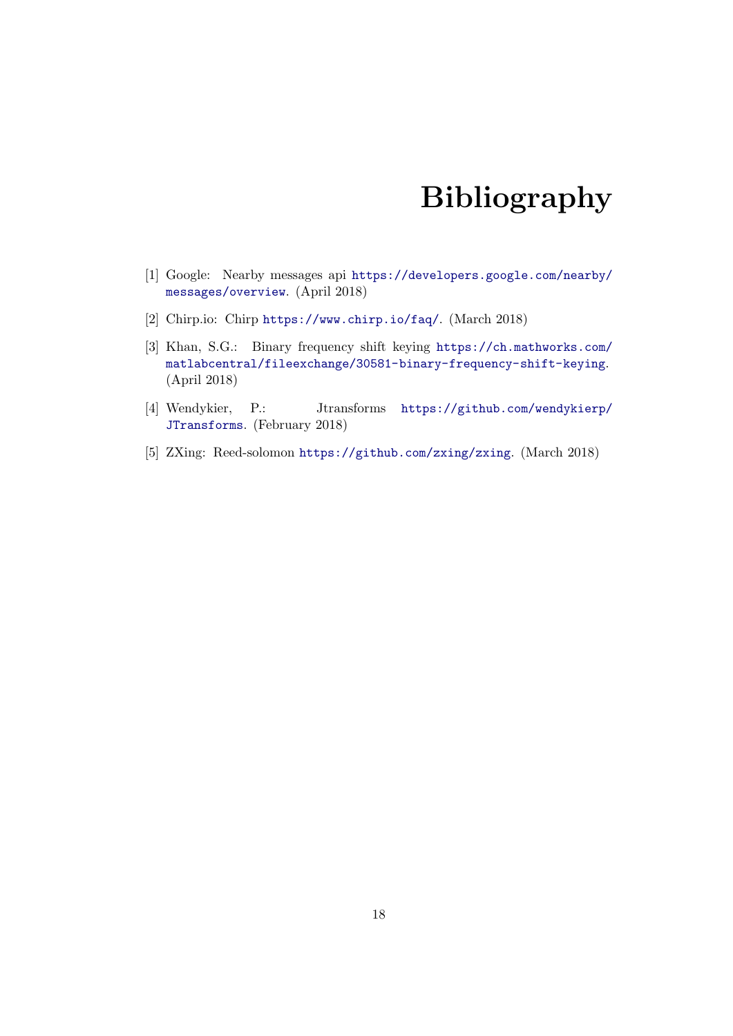# Bibliography

[1] Google: Nearby messages api https://developers.google.com/nearby/messages/overview. (April 2018)

[2] Chirp.io: Chirp https://www.chirp.io/faq/. (March 2018)

[3] Khan, S.G.: Binary frequency shift keying https://ch.mathworks.com/matlabcentral/fileexchange/30581-binary-frequency-shift-keying. (April 2018)

[4] Wendykier, P.: Jtransforms https://github.com/wendykierp/JTransforms. (February 2018)

[5] ZXing: Reed-solomon https://github.com/zxing/zxing. (March 2018)